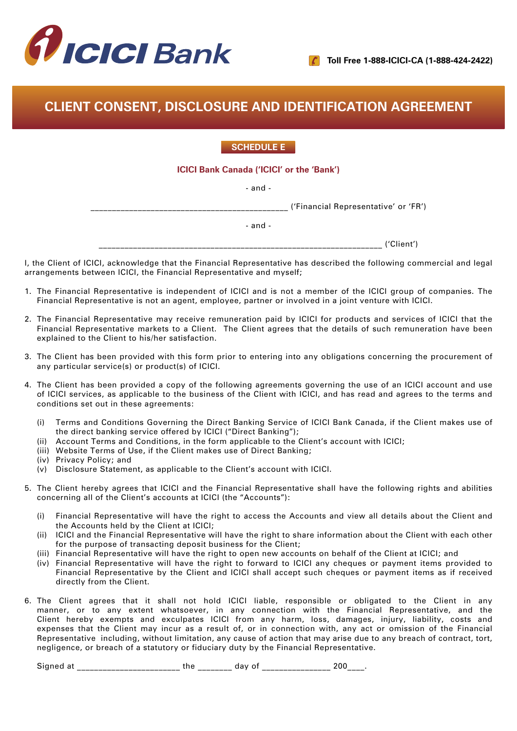ICICI Bank

Toll Free 1-888-ICICI-CA (1-888-424-2422)

# CLIENT CONSENT, DISCLOSURE AND IDENTIFICATION AGREEMENT

**SCHEDULE E**

**ICICI Bank Canada ('ICICI' or the 'Bank')**

- and -

_____________________________________________ ('Financial Representative' or 'FR')

- and -

_________________________________________________________________ ('Client')

I, the Client of ICICI, acknowledge that the Financial Representative has described the following commercial and legal arrangements between ICICI, the Financial Representative and myself;

1. The Financial Representative is independent of ICICI and is not a member of the ICICI group of companies. The Financial Representative is not an agent, employee, partner or involved in a joint venture with ICICI.

2. The Financial Representative may receive remuneration paid by ICICI for products and services of ICICI that the Financial Representative markets to a Client. The Client agrees that the details of such remuneration have been explained to the Client to his/her satisfaction.

3. The Client has been provided with this form prior to entering into any obligations concerning the procurement of any particular service(s) or product(s) of ICICI.

4. The Client has been provided a copy of the following agreements governing the use of an ICICI account and use of ICICI services, as applicable to the business of the Client with ICICI, and has read and agrees to the terms and conditions set out in these agreements:

   (i) Terms and Conditions Governing the Direct Banking Service of ICICI Bank Canada, if the Client makes use of the direct banking service offered by ICICI ("Direct Banking");
   (ii) Account Terms and Conditions, in the form applicable to the Client's account with ICICI;
   (iii) Website Terms of Use, if the Client makes use of Direct Banking;
   (iv) Privacy Policy; and
   (v) Disclosure Statement, as applicable to the Client's account with ICICI.

5. The Client hereby agrees that ICICI and the Financial Representative shall have the following rights and abilities concerning all of the Client's accounts at ICICI (the "Accounts"):

   (i) Financial Representative will have the right to access the Accounts and view all details about the Client and the Accounts held by the Client at ICICI;
   (ii) ICICI and the Financial Representative will have the right to share information about the Client with each other for the purpose of transacting deposit business for the Client;
   (iii) Financial Representative will have the right to open new accounts on behalf of the Client at ICICI; and
   (iv) Financial Representative will have the right to forward to ICICI any cheques or payment items provided to Financial Representative by the Client and ICICI shall accept such cheques or payment items as if received directly from the Client.

6. The Client agrees that it shall not hold ICICI liable, responsible or obligated to the Client in any manner, or to any extent whatsoever, in any connection with the Financial Representative, and the Client hereby exempts and exculpates ICICI from any harm, loss, damages, injury, liability, costs and expenses that the Client may incur as a result of, or in connection with, any act or omission of the Financial Representative including, without limitation, any cause of action that may arise due to any breach of contract, tort, negligence, or breach of a statutory or fiduciary duty by the Financial Representative.

Signed at ______________________ the _______ day of ______________ 200____.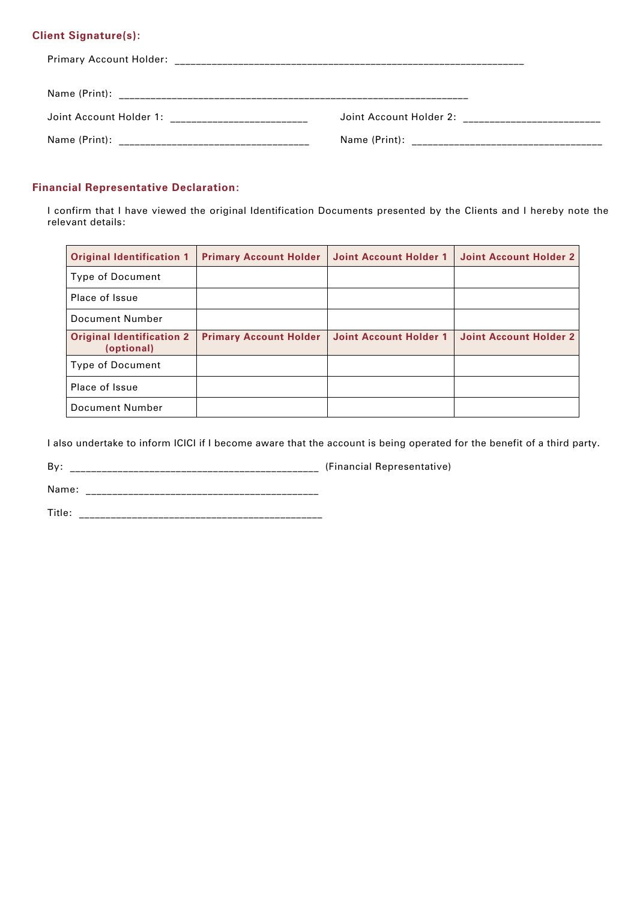**Client Signature(s):**

Primary Account Holder: ____________________________________________________________

Name (Print): ____________________________________________________________

Joint Account Holder 1: ________________________ Joint Account Holder 2: ________________________

Name (Print): ________________________________ Name (Print): ________________________________

**Financial Representative Declaration:**

I confirm that I have viewed the original Identification Documents presented by the Clients and I hereby note the relevant details:

| Original Identification 1 | Primary Account Holder | Joint Account Holder 1 | Joint Account Holder 2 |
|---|---|---|---|
| Type of Document | | | |
| Place of Issue | | | |
| Document Number | | | |
| **Original Identification 2 (optional)** | **Primary Account Holder** | **Joint Account Holder 1** | **Joint Account Holder 2** |
| Type of Document | | | |
| Place of Issue | | | |
| Document Number | | | |

I also undertake to inform ICICI if I become aware that the account is being operated for the benefit of a third party.

By: ____________________________________________ (Financial Representative)

Name: __________________________________________

Title: ___________________________________________